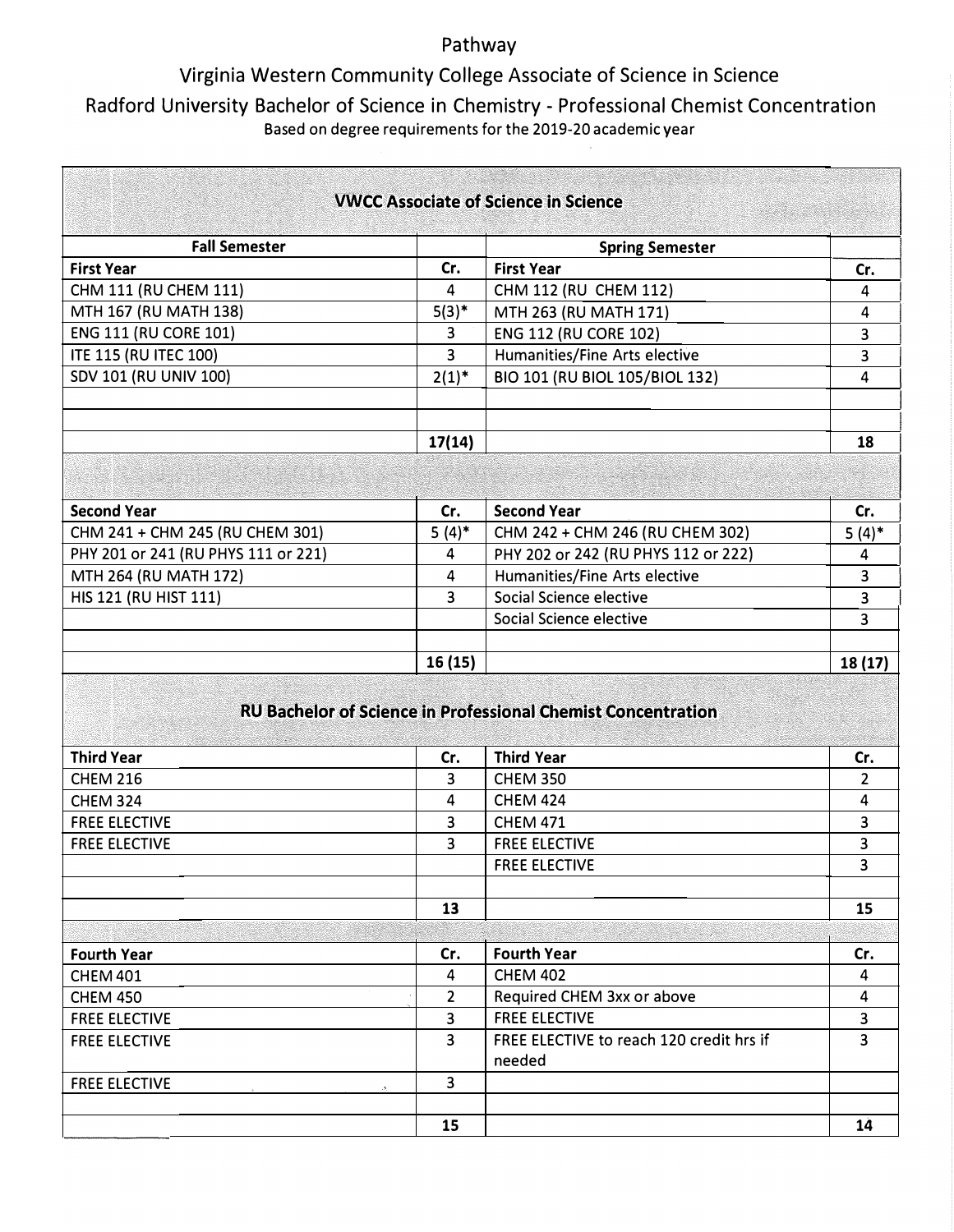# Pathway

## Virginia Western Community College Associate of Science in Science

## Radford University Bachelor of Science in Chemistry - Professional Chemist Concentration

Based on degree requirements for the 2019-20 academic year

### VWCC Associate of Science in Science

| Fall Semester | | Spring Semester | |
|---|---|---|---|
| **First Year** | **Cr.** | **First Year** | **Cr.** |
| CHM 111 (RU CHEM 111) | 4 | CHM 112 (RU CHEM 112) | 4 |
| MTH 167 (RU MATH 138) | 5(3)* | MTH 263 (RU MATH 171) | 4 |
| ENG 111 (RU CORE 101) | 3 | ENG 112 (RU CORE 102) | 3 |
| ITE 115 (RU ITEC 100) | 3 | Humanities/Fine Arts elective | 3 |
| SDV 101 (RU UNIV 100) | 2(1)* | BIO 101 (RU BIOL 105/BIOL 132) | 4 |
| | | | |
| | | | |
| | **17(14)** | | **18** |
| **Second Year** | **Cr.** | **Second Year** | **Cr.** |
| CHM 241 + CHM 245 (RU CHEM 301) | 5 (4)* | CHM 242 + CHM 246 (RU CHEM 302) | 5 (4)* |
| PHY 201 or 241 (RU PHYS 111 or 221) | 4 | PHY 202 or 242 (RU PHYS 112 or 222) | 4 |
| MTH 264 (RU MATH 172) | 4 | Humanities/Fine Arts elective | 3 |
| HIS 121 (RU HIST 111) | 3 | Social Science elective | 3 |
| | | Social Science elective | 3 |
| | | | |
| | **16 (15)** | | **18 (17)** |

### RU Bachelor of Science in Professional Chemist Concentration

| Third Year | Cr. | Third Year | Cr. |
|---|---|---|---|
| CHEM 216 | 3 | CHEM 350 | 2 |
| CHEM 324 | 4 | CHEM 424 | 4 |
| FREE ELECTIVE | 3 | CHEM 471 | 3 |
| FREE ELECTIVE | 3 | FREE ELECTIVE | 3 |
| | | FREE ELECTIVE | 3 |
| | | | |
| | **13** | | **15** |
| **Fourth Year** | **Cr.** | **Fourth Year** | **Cr.** |
| CHEM 401 | 4 | CHEM 402 | 4 |
| CHEM 450 | 2 | Required CHEM 3xx or above | 4 |
| FREE ELECTIVE | 3 | FREE ELECTIVE | 3 |
| FREE ELECTIVE | 3 | FREE ELECTIVE to reach 120 credit hrs if needed | 3 |
| FREE ELECTIVE | 3 | | |
| | | | |
| | **15** | | **14** |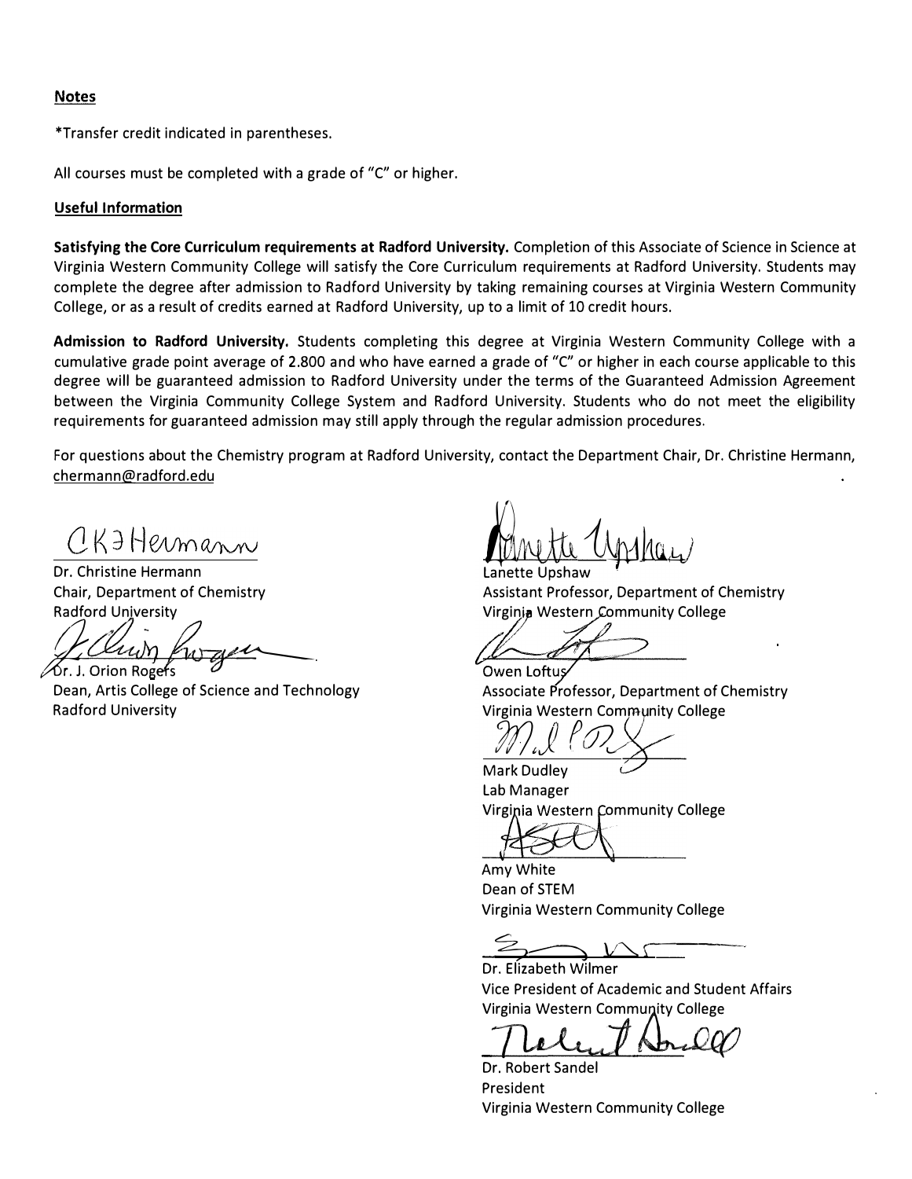**Notes**

*Transfer credit indicated in parentheses.

All courses must be completed with a grade of "C" or higher.

**Useful Information**

**Satisfying the Core Curriculum requirements at Radford University.** Completion of this Associate of Science in Science at Virginia Western Community College will satisfy the Core Curriculum requirements at Radford University. Students may complete the degree after admission to Radford University by taking remaining courses at Virginia Western Community College, or as a result of credits earned at Radford University, up to a limit of 10 credit hours.

**Admission to Radford University.** Students completing this degree at Virginia Western Community College with a cumulative grade point average of 2.800 and who have earned a grade of "C" or higher in each course applicable to this degree will be guaranteed admission to Radford University under the terms of the Guaranteed Admission Agreement between the Virginia Community College System and Radford University. Students who do not meet the eligibility requirements for guaranteed admission may still apply through the regular admission procedures.

For questions about the Chemistry program at Radford University, contact the Department Chair, Dr. Christine Hermann, chermann@radford.edu

Dr. Christine Hermann
Chair, Department of Chemistry
Radford University

Dr. J. Orion Rogers
Dean, Artis College of Science and Technology
Radford University

Lanette Upshaw
Assistant Professor, Department of Chemistry
Virginia Western Community College

Owen Loftus
Associate Professor, Department of Chemistry
Virginia Western Community College

Mark Dudley
Lab Manager
Virginia Western Community College

Amy White
Dean of STEM
Virginia Western Community College

Dr. Elizabeth Wilmer
Vice President of Academic and Student Affairs
Virginia Western Community College

Dr. Robert Sandel
President
Virginia Western Community College